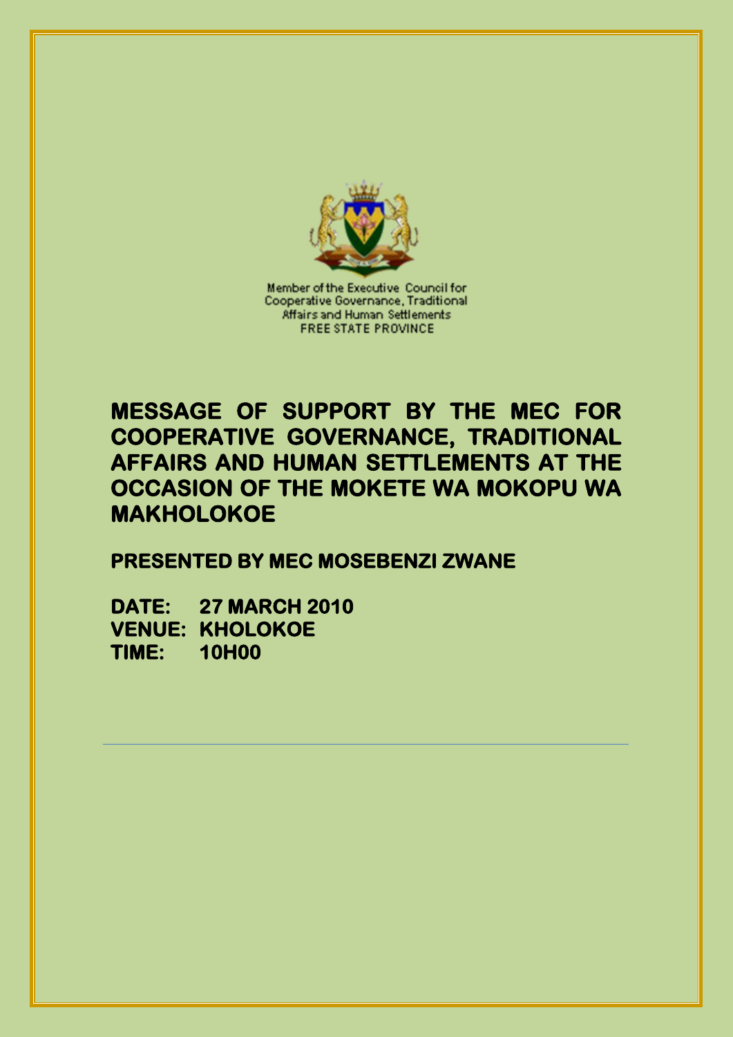Member of the Executive Council for Cooperative Governance, Traditional Affairs and Human Settlements
FREE STATE PROVINCE

# MESSAGE OF SUPPORT BY THE MEC FOR COOPERATIVE GOVERNANCE, TRADITIONAL AFFAIRS AND HUMAN SETTLEMENTS AT THE OCCASION OF THE MOKETE WA MOKOPU WA MAKHOLOKOE

**PRESENTED BY MEC MOSEBENZI ZWANE**

**DATE: 27 MARCH 2010**
**VENUE: KHOLOKOE**
**TIME: 10H00**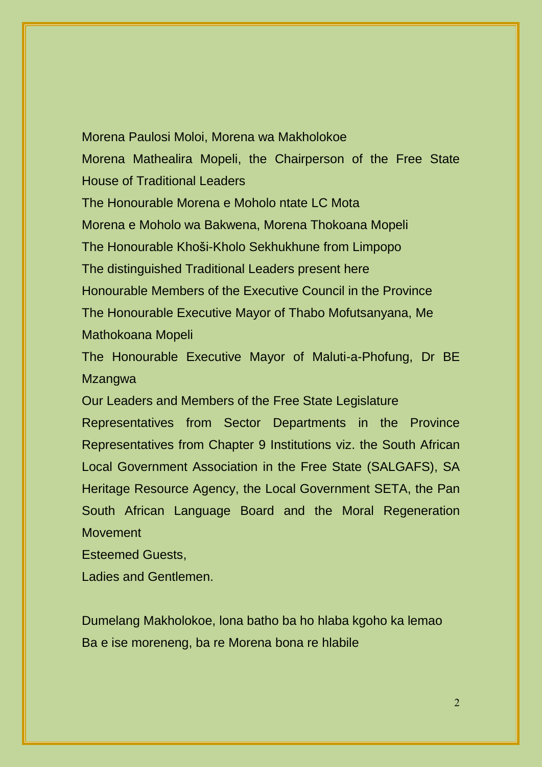Morena Paulosi Moloi, Morena wa Makholokoe

Morena Mathealira Mopeli, the Chairperson of the Free State House of Traditional Leaders

The Honourable Morena e Moholo ntate LC Mota

Morena e Moholo wa Bakwena, Morena Thokoana Mopeli

The Honourable Khoši-Kholo Sekhukhune from Limpopo

The distinguished Traditional Leaders present here

Honourable Members of the Executive Council in the Province

The Honourable Executive Mayor of Thabo Mofutsanyana, Me Mathokoana Mopeli

The Honourable Executive Mayor of Maluti-a-Phofung, Dr BE Mzangwa

Our Leaders and Members of the Free State Legislature

Representatives from Sector Departments in the Province Representatives from Chapter 9 Institutions viz. the South African Local Government Association in the Free State (SALGAFS), SA Heritage Resource Agency, the Local Government SETA, the Pan South African Language Board and the Moral Regeneration Movement

Esteemed Guests,

Ladies and Gentlemen.

Dumelang Makholokoe, lona batho ba ho hlaba kgoho ka lemao
Ba e ise moreneng, ba re Morena bona re hlabile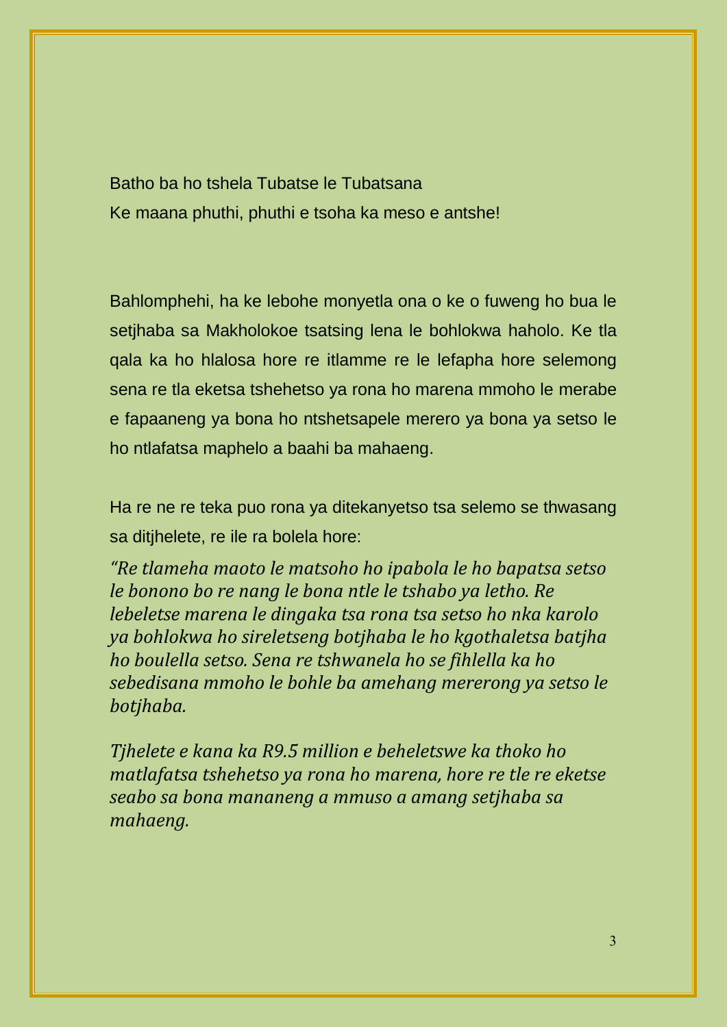Batho ba ho tshela Tubatse le Tubatsana
Ke maana phuthi, phuthi e tsoha ka meso e antshe!

Bahlomphehi, ha ke lebohe monyetla ona o ke o fuweng ho bua le setjhaba sa Makholokoe tsatsing lena le bohlokwa haholo. Ke tla qala ka ho hlalosa hore re itlamme re le lefapha hore selemong sena re tla eketsa tshehetso ya rona ho marena mmoho le merabe e fapaaneng ya bona ho ntshetsapele merero ya bona ya setso le ho ntlafatsa maphelo a baahi ba mahaeng.

Ha re ne re teka puo rona ya ditekanyetso tsa selemo se thwasang sa ditjhelete, re ile ra bolela hore:

*"Re tlameha maoto le matsoho ho ipabola le ho bapatsa setso le bonono bo re nang le bona ntle le tshabo ya letho. Re lebeletse marena le dingaka tsa rona tsa setso ho nka karolo ya bohlokwa ho sireletseng botjhaba le ho kgothaletsa batjha ho boulella setso. Sena re tshwanela ho se fihlella ka ho sebedisana mmoho le bohle ba amehang mererong ya setso le botjhaba.*

*Tjhelete e kana ka R9.5 million e beheletswe ka thoko ho matlafatsa tshehetso ya rona ho marena, hore re tle re eketse seabo sa bona mananeng a mmuso a amang setjhaba sa mahaeng.*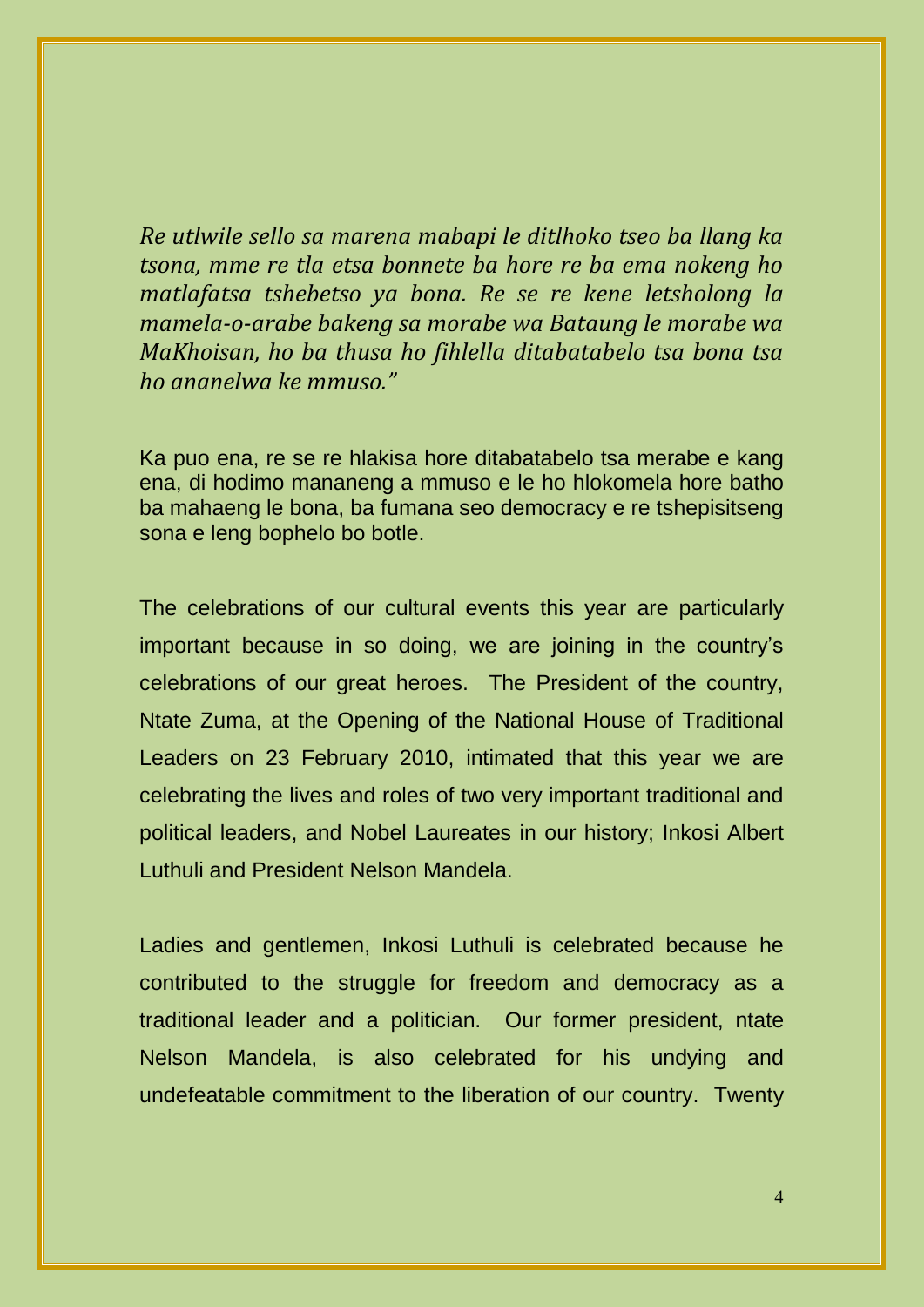*Re utlwile sello sa marena mabapi le ditlhoko tseo ba llang ka tsona, mme re tla etsa bonnete ba hore re ba ema nokeng ho matlafatsa tshebetso ya bona. Re se re kene letsholong la mamela-o-arabe bakeng sa morabe wa Bataung le morabe wa MaKhoisan, ho ba thusa ho fihlella ditabatabelo tsa bona tsa ho ananelwa ke mmuso."*

Ka puo ena, re se re hlakisa hore ditabatabelo tsa merabe e kang ena, di hodimo mananeng a mmuso e le ho hlokomela hore batho ba mahaeng le bona, ba fumana seo democracy e re tshepisitseng sona e leng bophelo bo botle.

The celebrations of our cultural events this year are particularly important because in so doing, we are joining in the country's celebrations of our great heroes. The President of the country, Ntate Zuma, at the Opening of the National House of Traditional Leaders on 23 February 2010, intimated that this year we are celebrating the lives and roles of two very important traditional and political leaders, and Nobel Laureates in our history; Inkosi Albert Luthuli and President Nelson Mandela.

Ladies and gentlemen, Inkosi Luthuli is celebrated because he contributed to the struggle for freedom and democracy as a traditional leader and a politician. Our former president, ntate Nelson Mandela, is also celebrated for his undying and undefeatable commitment to the liberation of our country. Twenty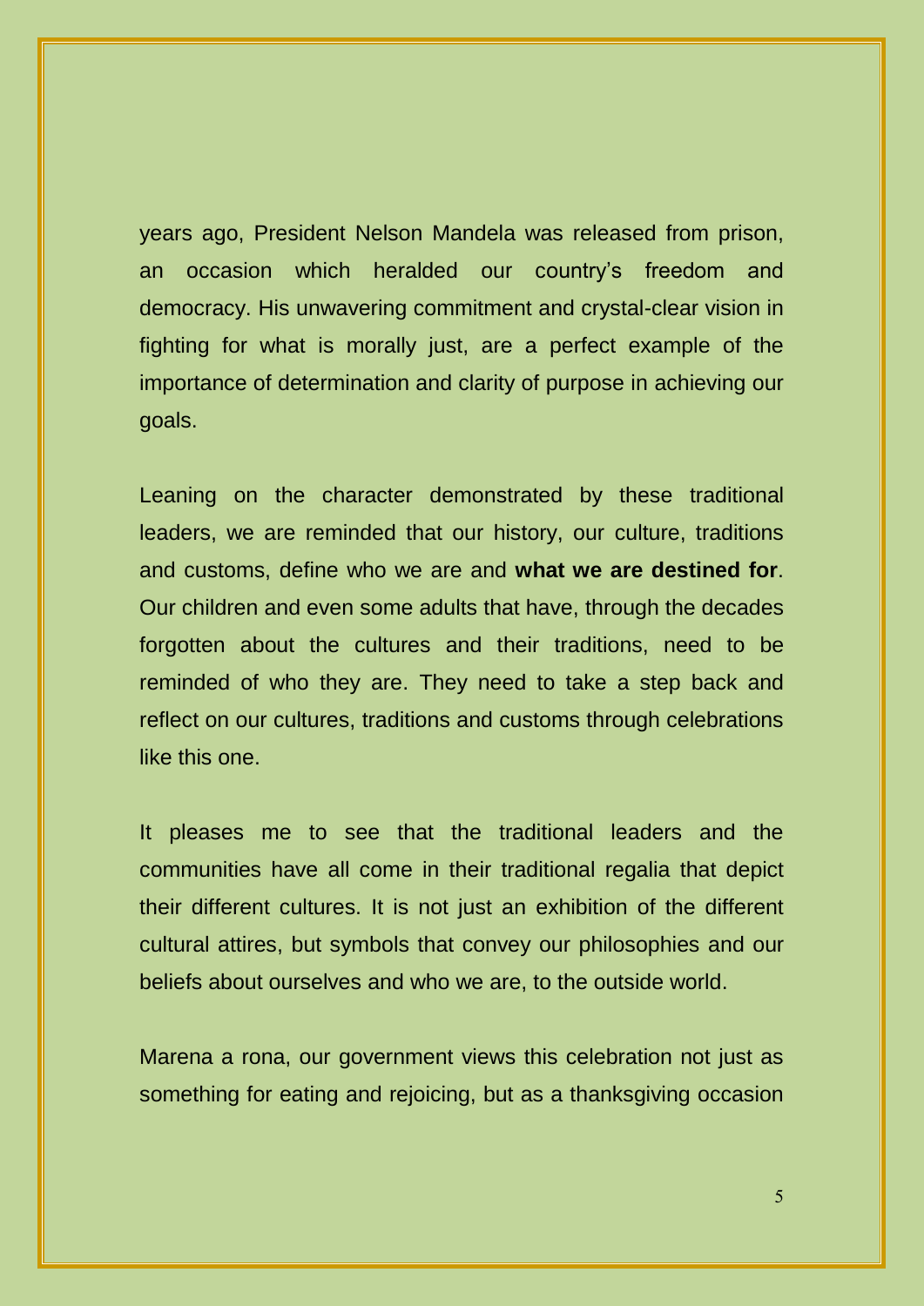years ago, President Nelson Mandela was released from prison, an occasion which heralded our country's freedom and democracy. His unwavering commitment and crystal-clear vision in fighting for what is morally just, are a perfect example of the importance of determination and clarity of purpose in achieving our goals.

Leaning on the character demonstrated by these traditional leaders, we are reminded that our history, our culture, traditions and customs, define who we are and **what we are destined for**. Our children and even some adults that have, through the decades forgotten about the cultures and their traditions, need to be reminded of who they are. They need to take a step back and reflect on our cultures, traditions and customs through celebrations like this one.

It pleases me to see that the traditional leaders and the communities have all come in their traditional regalia that depict their different cultures. It is not just an exhibition of the different cultural attires, but symbols that convey our philosophies and our beliefs about ourselves and who we are, to the outside world.

Marena a rona, our government views this celebration not just as something for eating and rejoicing, but as a thanksgiving occasion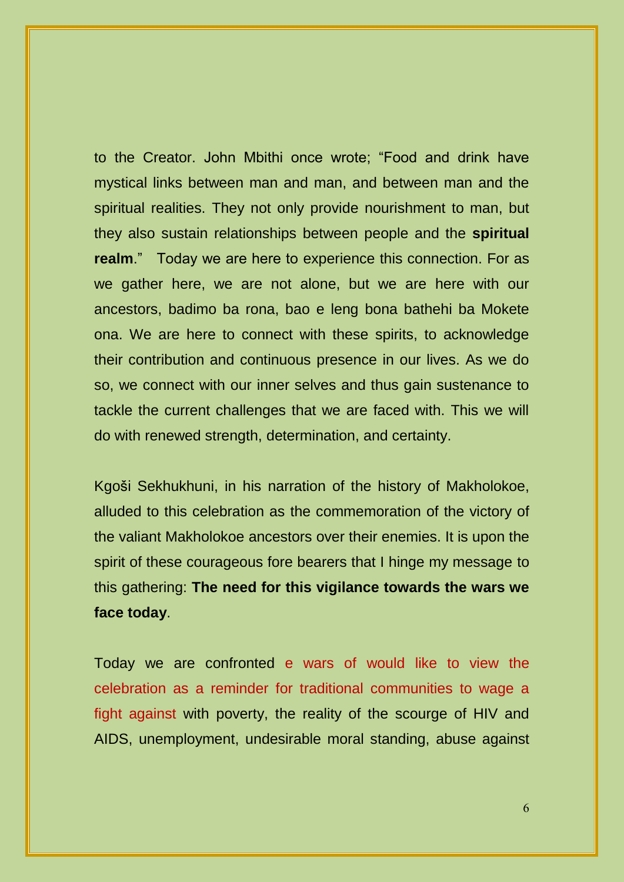to the Creator. John Mbithi once wrote; “Food and drink have mystical links between man and man, and between man and the spiritual realities. They not only provide nourishment to man, but they also sustain relationships between people and the **spiritual realm**.” Today we are here to experience this connection. For as we gather here, we are not alone, but we are here with our ancestors, badimo ba rona, bao e leng bona bathehi ba Mokete ona. We are here to connect with these spirits, to acknowledge their contribution and continuous presence in our lives. As we do so, we connect with our inner selves and thus gain sustenance to tackle the current challenges that we are faced with. This we will do with renewed strength, determination, and certainty.

Kgoši Sekhukhuni, in his narration of the history of Makholokoe, alluded to this celebration as the commemoration of the victory of the valiant Makholokoe ancestors over their enemies. It is upon the spirit of these courageous fore bearers that I hinge my message to this gathering: **The need for this vigilance towards the wars we face today**.

Today we are confronted e wars of would like to view the celebration as a reminder for traditional communities to wage a fight against with poverty, the reality of the scourge of HIV and AIDS, unemployment, undesirable moral standing, abuse against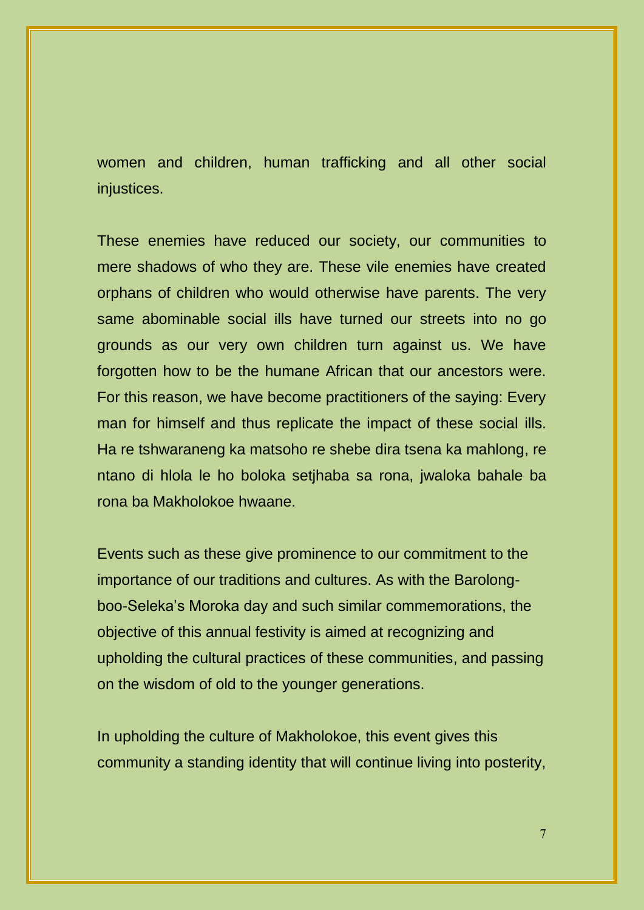women and children, human trafficking and all other social injustices.

These enemies have reduced our society, our communities to mere shadows of who they are. These vile enemies have created orphans of children who would otherwise have parents. The very same abominable social ills have turned our streets into no go grounds as our very own children turn against us. We have forgotten how to be the humane African that our ancestors were. For this reason, we have become practitioners of the saying: Every man for himself and thus replicate the impact of these social ills. Ha re tshwaraneng ka matsoho re shebe dira tsena ka mahlong, re ntano di hlola le ho boloka setjhaba sa rona, jwaloka bahale ba rona ba Makholokoe hwaane.

Events such as these give prominence to our commitment to the importance of our traditions and cultures. As with the Barolong-boo-Seleka's Moroka day and such similar commemorations, the objective of this annual festivity is aimed at recognizing and upholding the cultural practices of these communities, and passing on the wisdom of old to the younger generations.

In upholding the culture of Makholokoe, this event gives this community a standing identity that will continue living into posterity,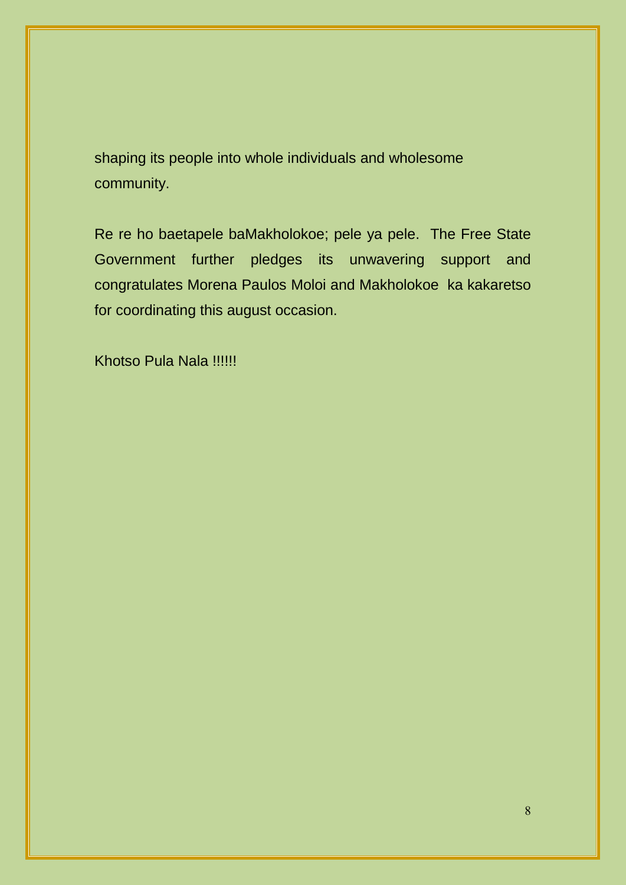shaping its people into whole individuals and wholesome community.

Re re ho baetapele baMakholokoe; pele ya pele. The Free State Government further pledges its unwavering support and congratulates Morena Paulos Moloi and Makholokoe ka kakaretso for coordinating this august occasion.

Khotso Pula Nala !!!!!!